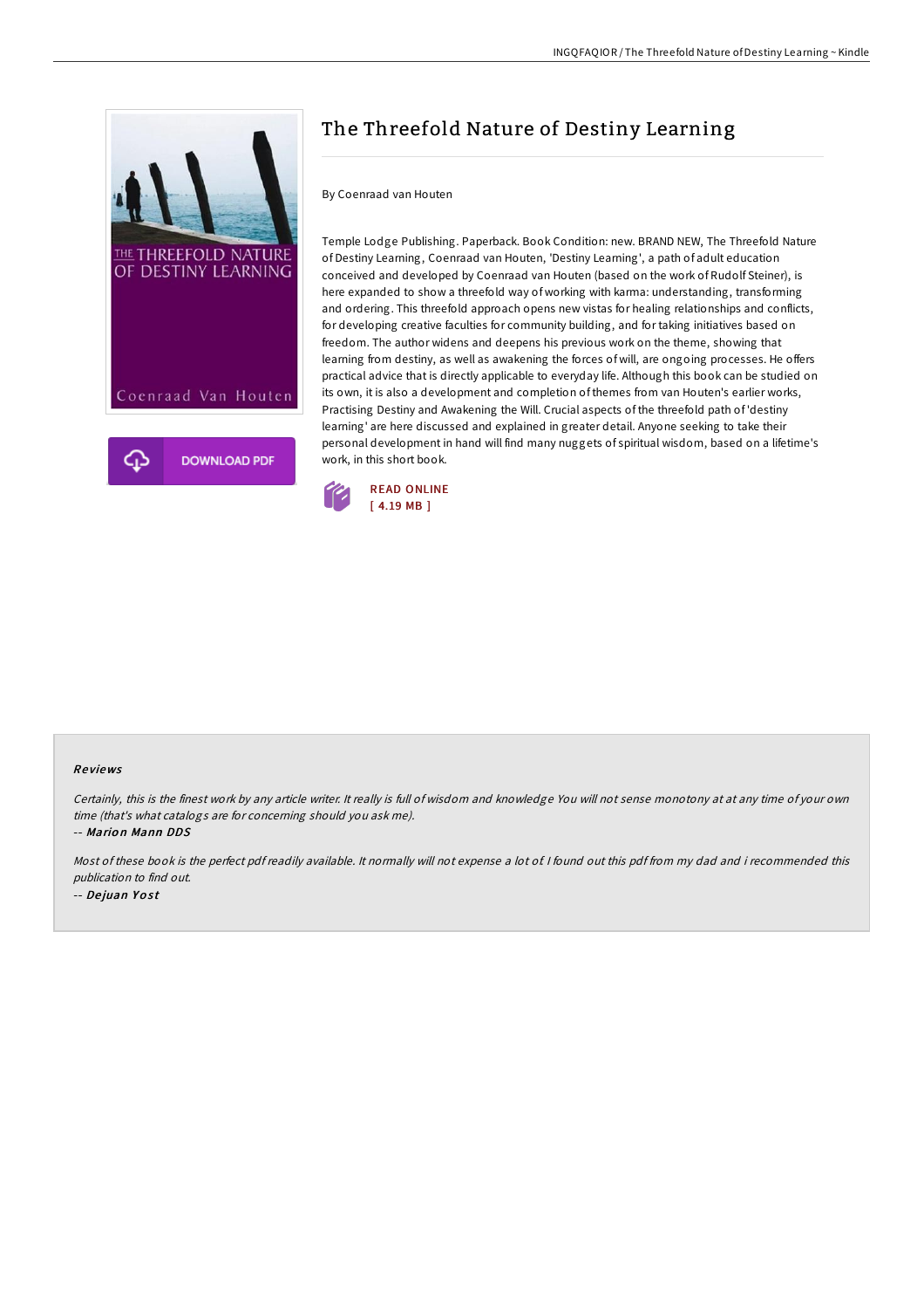# The Threefold Nature of Destiny Learning

By Coenraad van Houten

Temple Lodge Publishing. Paperback. Book Condition: new. BRAND NEW, The Threefold Nature of Destiny Learning, Coenraad van Houten, 'Destiny Learning', a path of adult education conceived and developed by Coenraad van Houten (based on the work of Rudolf Steiner), is here expanded to show a threefold way of working with karma: understanding, transforming and ordering. This threefold approach opens new vistas for healing relationships and conflicts, for developing creative faculties for community building, and for taking initiatives based on freedom. The author widens and deepens his previous work on the theme, showing that learning from destiny, as well as awakening the forces of will, are ongoing processes. He offers practical advice that is directly applicable to everyday life. Although this book can be studied on its own, it is also a development and completion of themes from van Houten's earlier works, Practising Destiny and Awakening the Will. Crucial aspects of the threefold path of 'destiny learning' are here discussed and explained in greater detail. Anyone seeking to take their personal development in hand will find many nuggets of spiritual wisdom, based on a lifetime's work, in this short book.

DOWNLOAD PDF

READ ONLINE
[ 4.19 MB ]

### Reviews

*Certainly, this is the finest work by any article writer. It really is full of wisdom and knowledge You will not sense monotony at at any time of your own time (that's what catalogs are for concerning should you ask me).*

-- *Marion Mann DDS*

*Most of these book is the perfect pdf readily available. It normally will not expense a lot of. I found out this pdf from my dad and i recommended this publication to find out.*

-- *Dejuan Yost*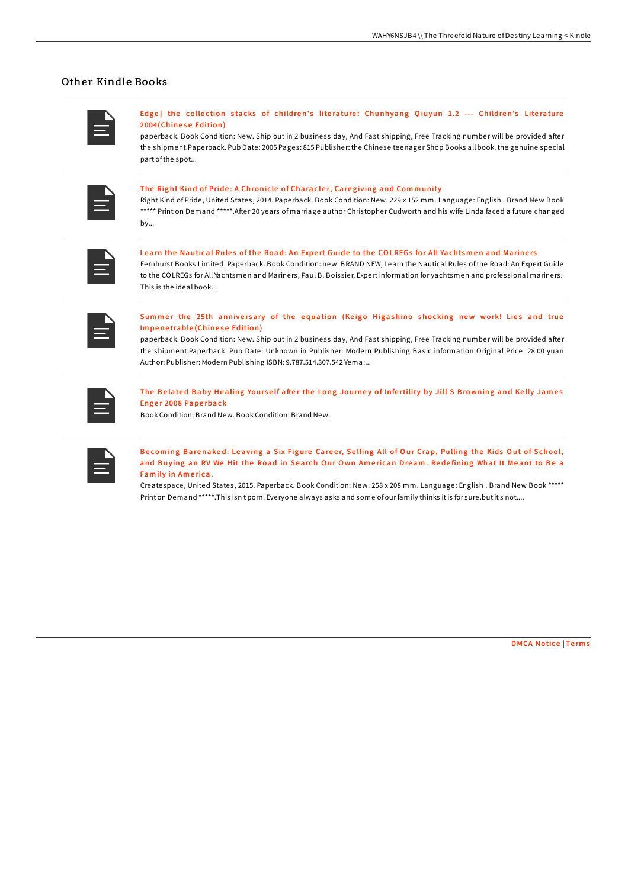## Other Kindle Books

**Edge] the collection stacks of children's literature: Chunhyang Qiuyun 1.2 --- Children's Literature 2004(Chinese Edition)**

paperback. Book Condition: New. Ship out in 2 business day, And Fast shipping, Free Tracking number will be provided after the shipment.Paperback. Pub Date: 2005 Pages: 815 Publisher: the Chinese teenager Shop Books all book. the genuine special part of the spot...

**The Right Kind of Pride: A Chronicle of Character, Caregiving and Community**

Right Kind of Pride, United States, 2014. Paperback. Book Condition: New. 229 x 152 mm. Language: English . Brand New Book ***** Print on Demand *****.After 20 years of marriage author Christopher Cudworth and his wife Linda faced a future changed by...

**Learn the Nautical Rules of the Road: An Expert Guide to the COLREGs for All Yachtsmen and Mariners**

Fernhurst Books Limited. Paperback. Book Condition: new. BRAND NEW, Learn the Nautical Rules of the Road: An Expert Guide to the COLREGs for All Yachtsmen and Mariners, Paul B. Boissier, Expert information for yachtsmen and professional mariners. This is the ideal book...

**Summer the 25th anniversary of the equation (Keigo Higashino shocking new work! Lies and true Impenetrable(Chinese Edition)**

paperback. Book Condition: New. Ship out in 2 business day, And Fast shipping, Free Tracking number will be provided after the shipment.Paperback. Pub Date: Unknown in Publisher: Modern Publishing Basic information Original Price: 28.00 yuan Author: Publisher: Modern Publishing ISBN: 9.787.514.307.542 Yema:...

**The Belated Baby Healing Yourself after the Long Journey of Infertility by Jill S Browning and Kelly James Enger 2008 Paperback**

Book Condition: Brand New. Book Condition: Brand New.

**Becoming Barenaked: Leaving a Six Figure Career, Selling All of Our Crap, Pulling the Kids Out of School, and Buying an RV We Hit the Road in Search Our Own American Dream. Redefining What It Meant to Be a Family in America.**

Createspace, United States, 2015. Paperback. Book Condition: New. 258 x 208 mm. Language: English . Brand New Book ***** Print on Demand *****.This isn t porn. Everyone always asks and some of our family thinks it is for sure.but it s not....